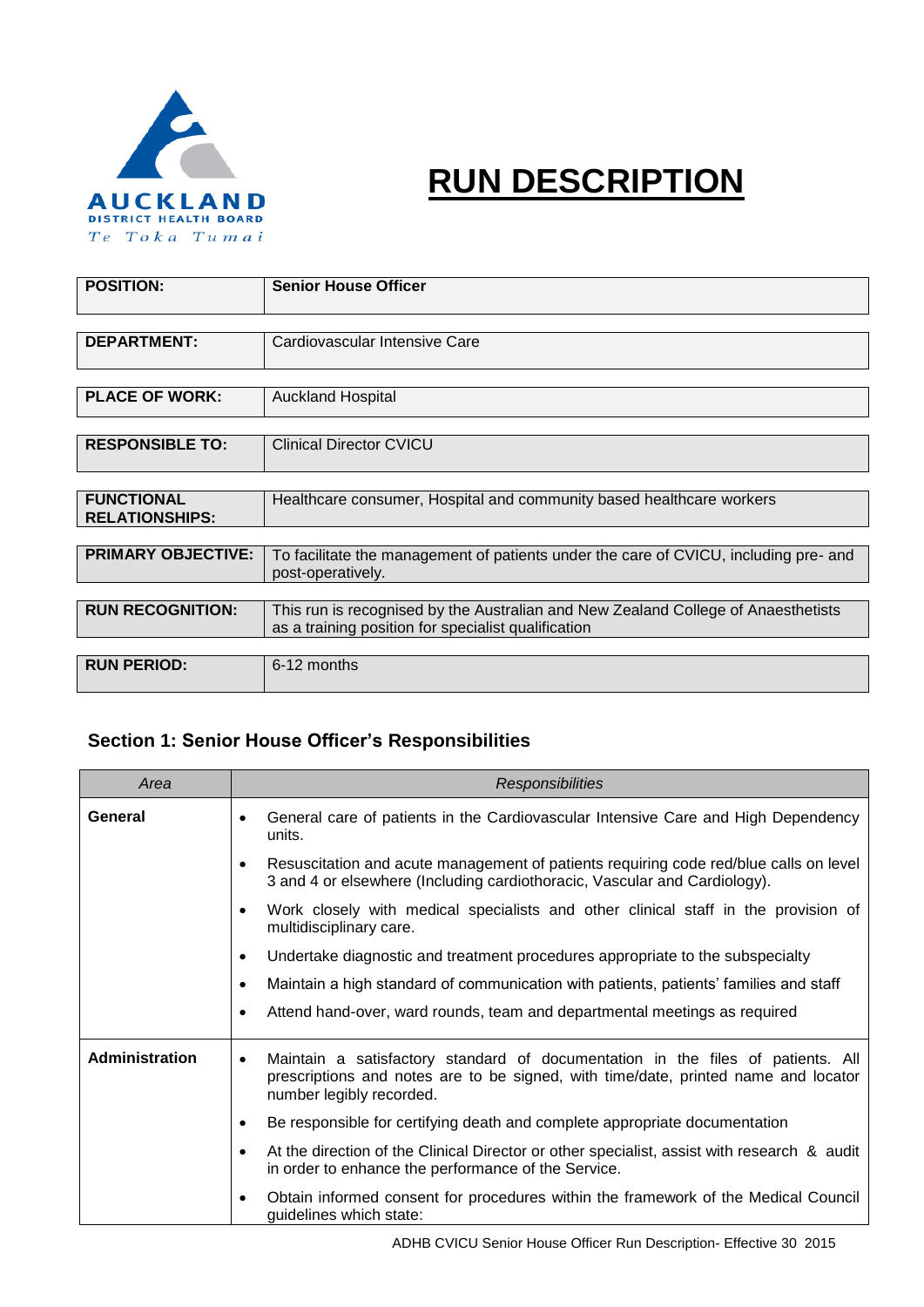AUCKLAND DISTRICT HEALTH BOARD
Te Toka Tumai

# RUN DESCRIPTION

| | |
|---|---|
| **POSITION:** | **Senior House Officer** |
| **DEPARTMENT:** | Cardiovascular Intensive Care |
| **PLACE OF WORK:** | Auckland Hospital |
| **RESPONSIBLE TO:** | Clinical Director CVICU |
| **FUNCTIONAL RELATIONSHIPS:** | Healthcare consumer, Hospital and community based healthcare workers |
| **PRIMARY OBJECTIVE:** | To facilitate the management of patients under the care of CVICU, including pre- and post-operatively. |
| **RUN RECOGNITION:** | This run is recognised by the Australian and New Zealand College of Anaesthetists as a training position for specialist qualification |
| **RUN PERIOD:** | 6-12 months |

## Section 1: Senior House Officer's Responsibilities

| *Area* | *Responsibilities* |
|---|---|
| **General** | • General care of patients in the Cardiovascular Intensive Care and High Dependency units.<br>• Resuscitation and acute management of patients requiring code red/blue calls on level 3 and 4 or elsewhere (Including cardiothoracic, Vascular and Cardiology).<br>• Work closely with medical specialists and other clinical staff in the provision of multidisciplinary care.<br>• Undertake diagnostic and treatment procedures appropriate to the subspecialty<br>• Maintain a high standard of communication with patients, patients' families and staff<br>• Attend hand-over, ward rounds, team and departmental meetings as required |
| **Administration** | • Maintain a satisfactory standard of documentation in the files of patients. All prescriptions and notes are to be signed, with time/date, printed name and locator number legibly recorded.<br>• Be responsible for certifying death and complete appropriate documentation<br>• At the direction of the Clinical Director or other specialist, assist with research & audit in order to enhance the performance of the Service.<br>• Obtain informed consent for procedures within the framework of the Medical Council guidelines which state: |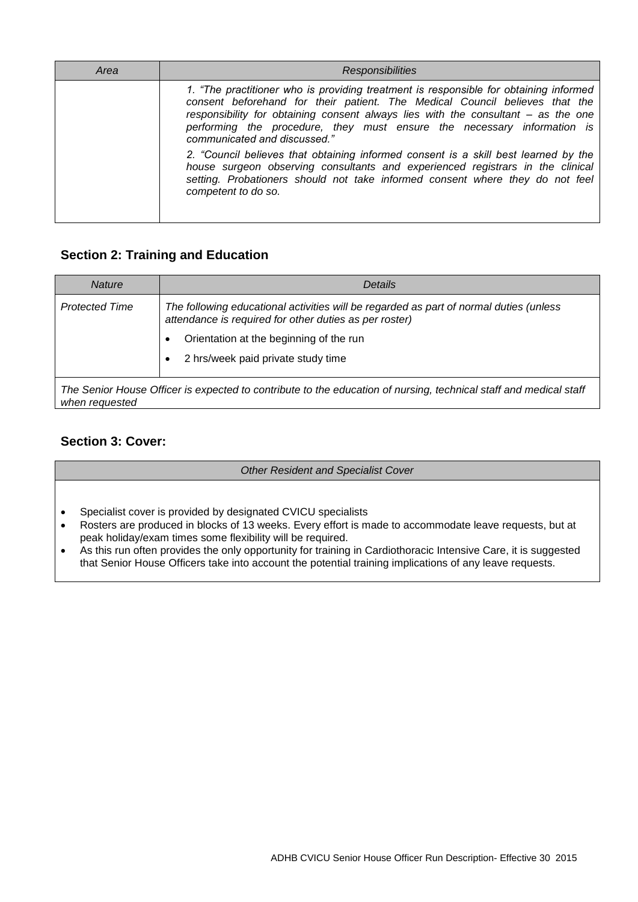| *Area* | *Responsibilities* |
|---|---|
| | *1. "The practitioner who is providing treatment is responsible for obtaining informed consent beforehand for their patient. The Medical Council believes that the responsibility for obtaining consent always lies with the consultant – as the one performing the procedure, they must ensure the necessary information is communicated and discussed."* <br><br> *2. "Council believes that obtaining informed consent is a skill best learned by the house surgeon observing consultants and experienced registrars in the clinical setting. Probationers should not take informed consent where they do not feel competent to do so.* |

## Section 2: Training and Education

| *Nature* | *Details* |
|---|---|
| *Protected Time* | *The following educational activities will be regarded as part of normal duties (unless attendance is required for other duties as per roster)* <br>• Orientation at the beginning of the run <br>• 2 hrs/week paid private study time |
| *The Senior House Officer is expected to contribute to the education of nursing, technical staff and medical staff when requested* | |

## Section 3: Cover:

| *Other Resident and Specialist Cover* |
|---|
| • Specialist cover is provided by designated CVICU specialists <br>• Rosters are produced in blocks of 13 weeks. Every effort is made to accommodate leave requests, but at peak holiday/exam times some flexibility will be required. <br>• As this run often provides the only opportunity for training in Cardiothoracic Intensive Care, it is suggested that Senior House Officers take into account the potential training implications of any leave requests. |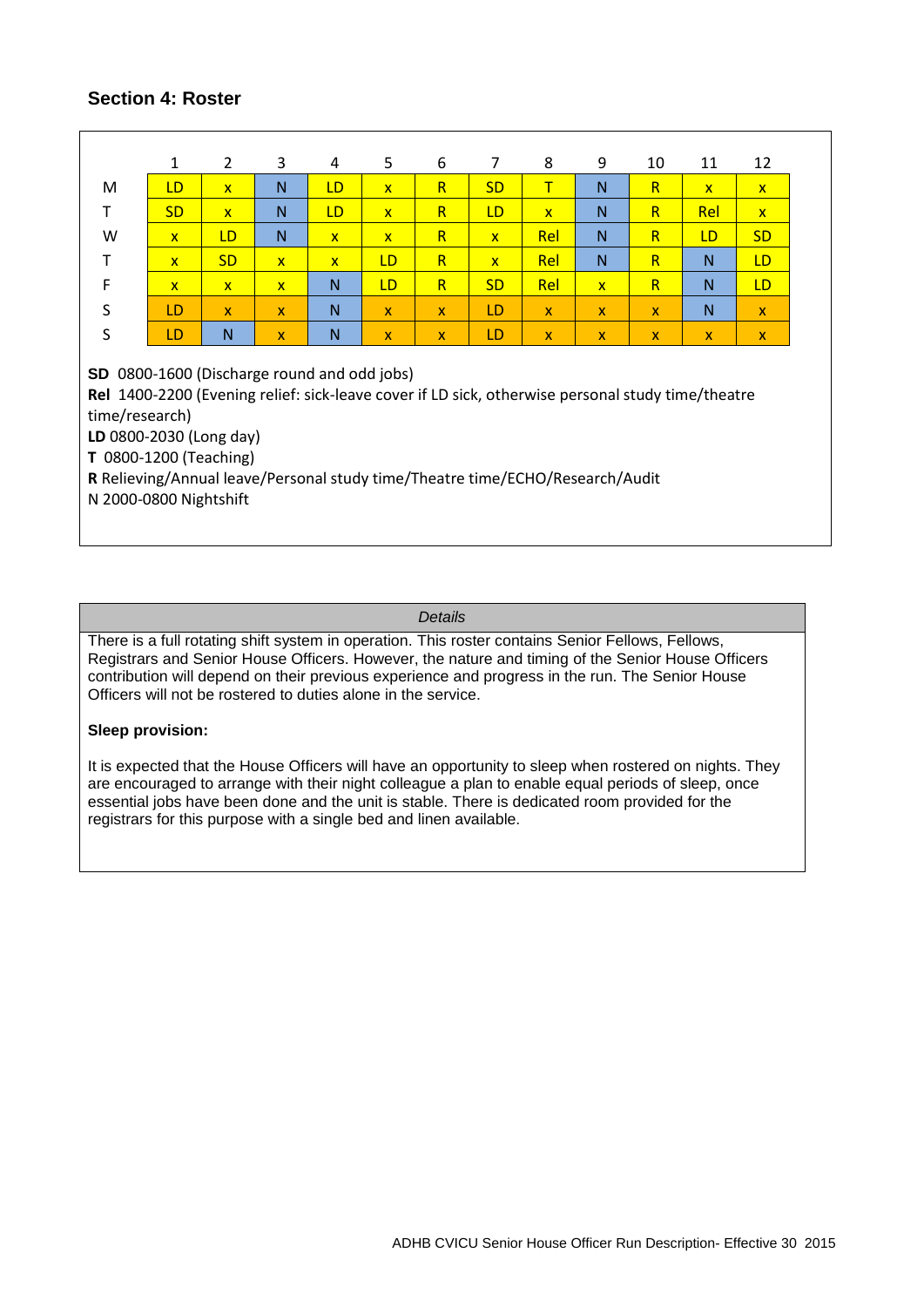## Section 4: Roster

| | 1 | 2 | 3 | 4 | 5 | 6 | 7 | 8 | 9 | 10 | 11 | 12 |
|---|---|---|---|---|---|---|---|---|---|---|---|---|
| M | LD | x | N | LD | x | R | SD | T | N | R | x | x |
| T | SD | x | N | LD | x | R | LD | x | N | R | Rel | x |
| W | x | LD | N | x | x | R | x | Rel | N | R | LD | SD |
| T | x | SD | x | x | LD | R | x | Rel | N | R | N | LD |
| F | x | x | x | N | LD | R | SD | Rel | x | R | N | LD |
| S | LD | x | x | N | x | x | LD | x | x | x | N | x |
| S | LD | N | x | N | x | x | LD | x | x | x | x | x |

**SD** 0800-1600 (Discharge round and odd jobs)
**Rel** 1400-2200 (Evening relief: sick-leave cover if LD sick, otherwise personal study time/theatre time/research)
**LD** 0800-2030 (Long day)
**T** 0800-1200 (Teaching)
**R** Relieving/Annual leave/Personal study time/Theatre time/ECHO/Research/Audit
N 2000-0800 Nightshift

*Details*

There is a full rotating shift system in operation. This roster contains Senior Fellows, Fellows, Registrars and Senior House Officers. However, the nature and timing of the Senior House Officers contribution will depend on their previous experience and progress in the run. The Senior House Officers will not be rostered to duties alone in the service.

**Sleep provision:**

It is expected that the House Officers will have an opportunity to sleep when rostered on nights. They are encouraged to arrange with their night colleague a plan to enable equal periods of sleep, once essential jobs have been done and the unit is stable. There is dedicated room provided for the registrars for this purpose with a single bed and linen available.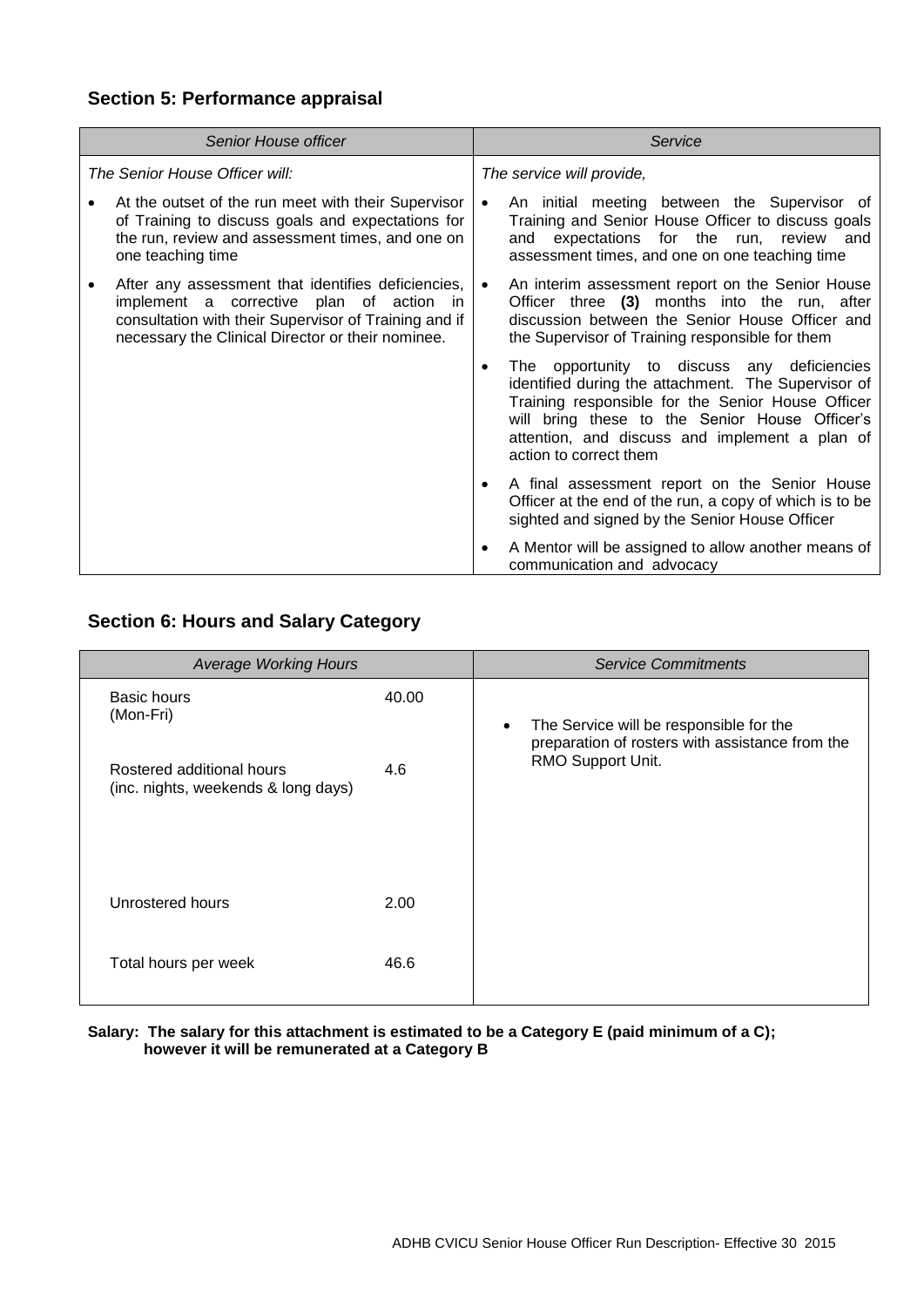## Section 5: Performance appraisal

| *Senior House officer* | *Service* |
|---|---|
| *The Senior House Officer will:* | *The service will provide,* |
| • At the outset of the run meet with their Supervisor of Training to discuss goals and expectations for the run, review and assessment times, and one on one teaching time | • An initial meeting between the Supervisor of Training and Senior House Officer to discuss goals and expectations for the run, review and assessment times, and one on one teaching time |
| • After any assessment that identifies deficiencies, implement a corrective plan of action in consultation with their Supervisor of Training and if necessary the Clinical Director or their nominee. | • An interim assessment report on the Senior House Officer three **(3)** months into the run, after discussion between the Senior House Officer and the Supervisor of Training responsible for them |
| | • The opportunity to discuss any deficiencies identified during the attachment. The Supervisor of Training responsible for the Senior House Officer will bring these to the Senior House Officer's attention, and discuss and implement a plan of action to correct them |
| | • A final assessment report on the Senior House Officer at the end of the run, a copy of which is to be sighted and signed by the Senior House Officer |
| | • A Mentor will be assigned to allow another means of communication and advocacy |

## Section 6: Hours and Salary Category

| *Average Working Hours* | | *Service Commitments* |
|---|---|---|
| Basic hours (Mon-Fri) | 40.00 | • The Service will be responsible for the preparation of rosters with assistance from the RMO Support Unit. |
| Rostered additional hours (inc. nights, weekends & long days) | 4.6 | |
| Unrostered hours | 2.00 | |
| Total hours per week | 46.6 | |

**Salary: The salary for this attachment is estimated to be a Category E (paid minimum of a C); however it will be remunerated at a Category B**